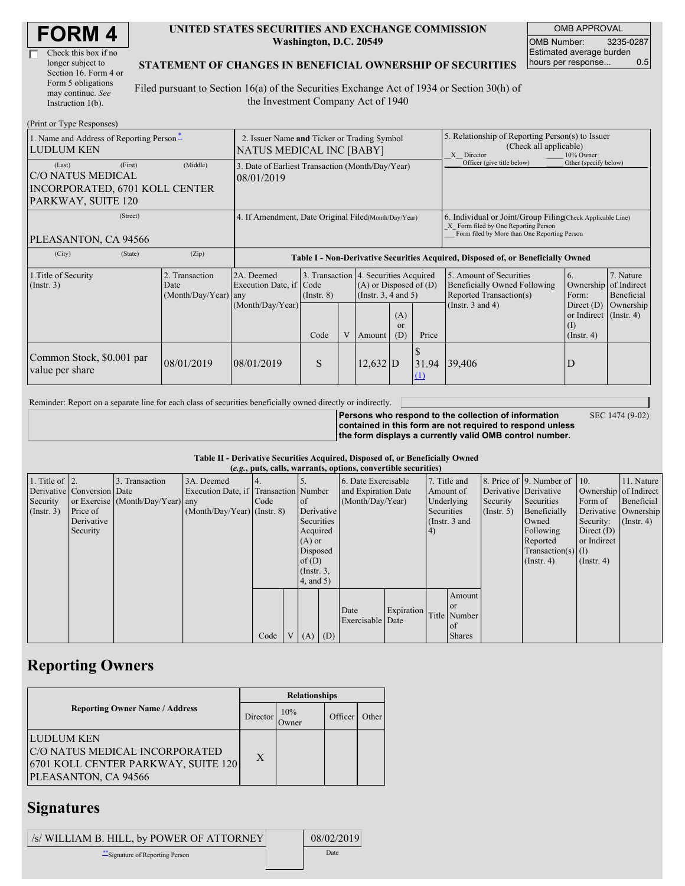# FORM 4

☐ Check this box if no longer subject to Section 16. Form 4 or Form 5 obligations may continue. *See* Instruction 1(b).

**UNITED STATES SECURITIES AND EXCHANGE COMMISSION**
**Washington, D.C. 20549**

**STATEMENT OF CHANGES IN BENEFICIAL OWNERSHIP OF SECURITIES**

Filed pursuant to Section 16(a) of the Securities Exchange Act of 1934 or Section 30(h) of the Investment Company Act of 1940

| OMB APPROVAL | |
|---|---|
| OMB Number: | 3235-0287 |
| Estimated average burden hours per response... | 0.5 |

(Print or Type Responses)

| 1. Name and Address of Reporting Person* | 2. Issuer Name **and** Ticker or Trading Symbol | 5. Relationship of Reporting Person(s) to Issuer (Check all applicable) |
|---|---|---|
| LUDLUM KEN | NATUS MEDICAL INC [BABY] | _X_ Director ___ 10% Owner ___ Officer (give title below) ___ Other (specify below) |
| (Last) (First) (Middle) C/O NATUS MEDICAL INCORPORATED, 6701 KOLL CENTER PARKWAY, SUITE 120 | 3. Date of Earliest Transaction (Month/Day/Year) 08/01/2019 | |
| (Street) PLEASANTON, CA 94566 | 4. If Amendment, Date Original Filed(Month/Day/Year) | 6. Individual or Joint/Group Filing(Check Applicable Line) _X_ Form filed by One Reporting Person ___ Form filed by More than One Reporting Person |
| (City) (State) (Zip) | | |

**Table I - Non-Derivative Securities Acquired, Disposed of, or Beneficially Owned**

| 1.Title of Security (Instr. 3) | 2. Transaction Date (Month/Day/Year) | 2A. Deemed Execution Date, if any (Month/Day/Year) | 3. Transaction Code (Instr. 8) | | 4. Securities Acquired (A) or Disposed of (D) (Instr. 3, 4 and 5) | | | 5. Amount of Securities Beneficially Owned Following Reported Transaction(s) (Instr. 3 and 4) | 6. Ownership Form: Direct (D) or Indirect (I) (Instr. 4) | 7. Nature of Indirect Beneficial Ownership (Instr. 4) |
|---|---|---|---|---|---|---|---|---|---|---|
| | | | Code | V | Amount | (A) or (D) | Price | | | |
| Common Stock, $0.001 par value per share | 08/01/2019 | 08/01/2019 | S | | 12,632 | D | $ 31.94 (1) | 39,406 | D | |

Reminder: Report on a separate line for each class of securities beneficially owned directly or indirectly.

**Persons who respond to the collection of information contained in this form are not required to respond unless the form displays a currently valid OMB control number.** SEC 1474 (9-02)

**Table II - Derivative Securities Acquired, Disposed of, or Beneficially Owned**
**(*e.g.*, puts, calls, warrants, options, convertible securities)**

| 1. Title of Derivative Security (Instr. 3) | 2. Conversion or Exercise Price of Derivative Security | 3. Transaction Date (Month/Day/Year) | 3A. Deemed Execution Date, if any (Month/Day/Year) | 4. Transaction Code (Instr. 8) | | 5. Number of Derivative Securities Acquired (A) or Disposed of (D) (Instr. 3, 4, and 5) | | 6. Date Exercisable and Expiration Date (Month/Day/Year) | | 7. Title and Amount of Underlying Securities (Instr. 3 and 4) | | 8. Price of Derivative Security (Instr. 5) | 9. Number of Derivative Securities Beneficially Owned Following Reported Transaction(s) (Instr. 4) | 10. Ownership Form of Derivative Security: Direct (D) or Indirect (I) (Instr. 4) | 11. Nature of Indirect Beneficial Ownership (Instr. 4) |
|---|---|---|---|---|---|---|---|---|---|---|---|---|---|---|---|
| | | | | Code | V | (A) | (D) | Date Exercisable | Expiration Date | Title | Amount or Number of Shares | | | | |

## Reporting Owners

| Reporting Owner Name / Address | Relationships | | | |
|---|---|---|---|---|
| | Director | 10% Owner | Officer | Other |
| LUDLUM KEN C/O NATUS MEDICAL INCORPORATED 6701 KOLL CENTER PARKWAY, SUITE 120 PLEASANTON, CA 94566 | X | | | |

## Signatures

| /s/ WILLIAM B. HILL, by POWER OF ATTORNEY | | 08/02/2019 |
|---|---|---|
| **Signature of Reporting Person | | Date |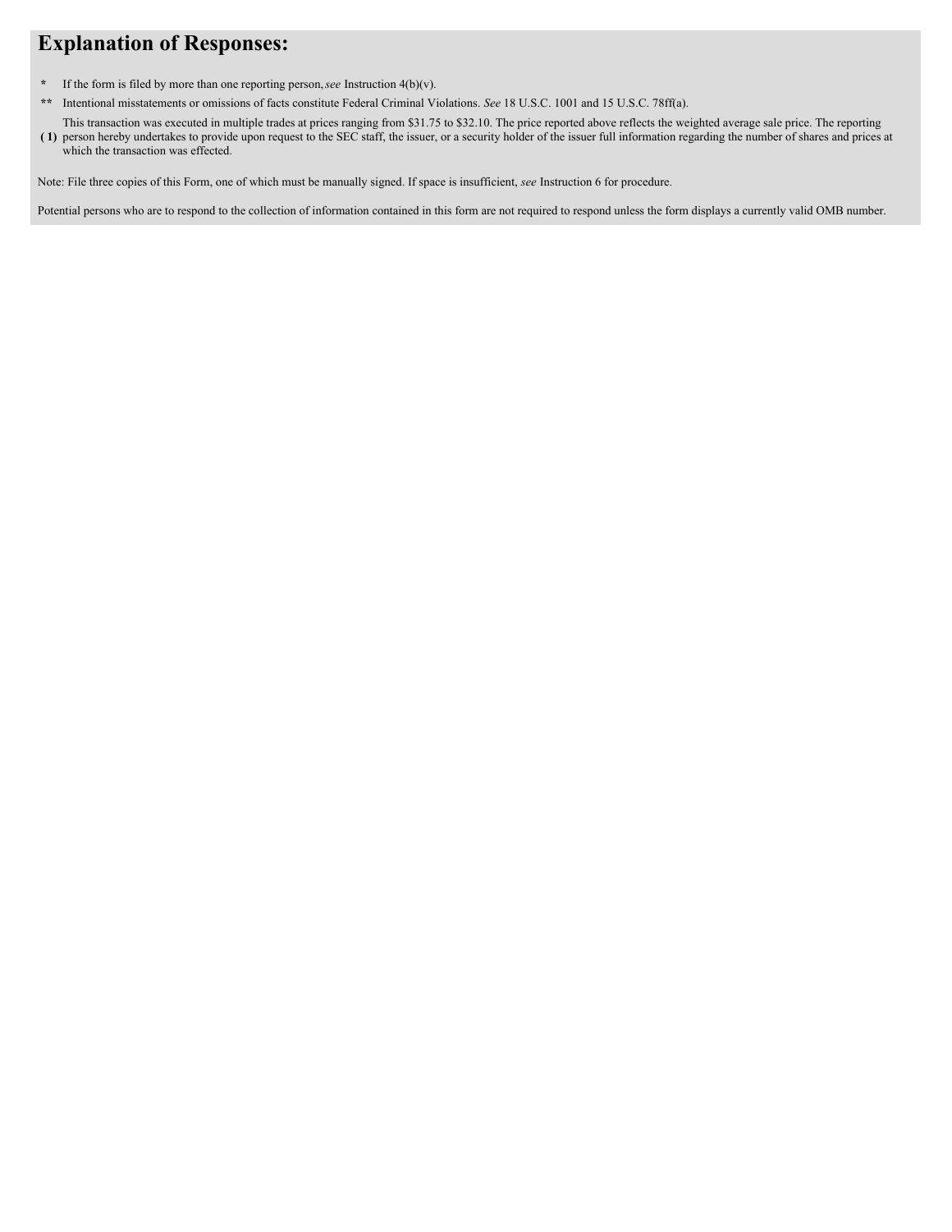# Explanation of Responses:

\* If the form is filed by more than one reporting person, *see* Instruction 4(b)(v).

\*\* Intentional misstatements or omissions of facts constitute Federal Criminal Violations. *See* 18 U.S.C. 1001 and 15 U.S.C. 78ff(a).

**( 1)** This transaction was executed in multiple trades at prices ranging from $31.75 to $32.10. The price reported above reflects the weighted average sale price. The reporting person hereby undertakes to provide upon request to the SEC staff, the issuer, or a security holder of the issuer full information regarding the number of shares and prices at which the transaction was effected.

Note: File three copies of this Form, one of which must be manually signed. If space is insufficient, *see* Instruction 6 for procedure.

Potential persons who are to respond to the collection of information contained in this form are not required to respond unless the form displays a currently valid OMB number.